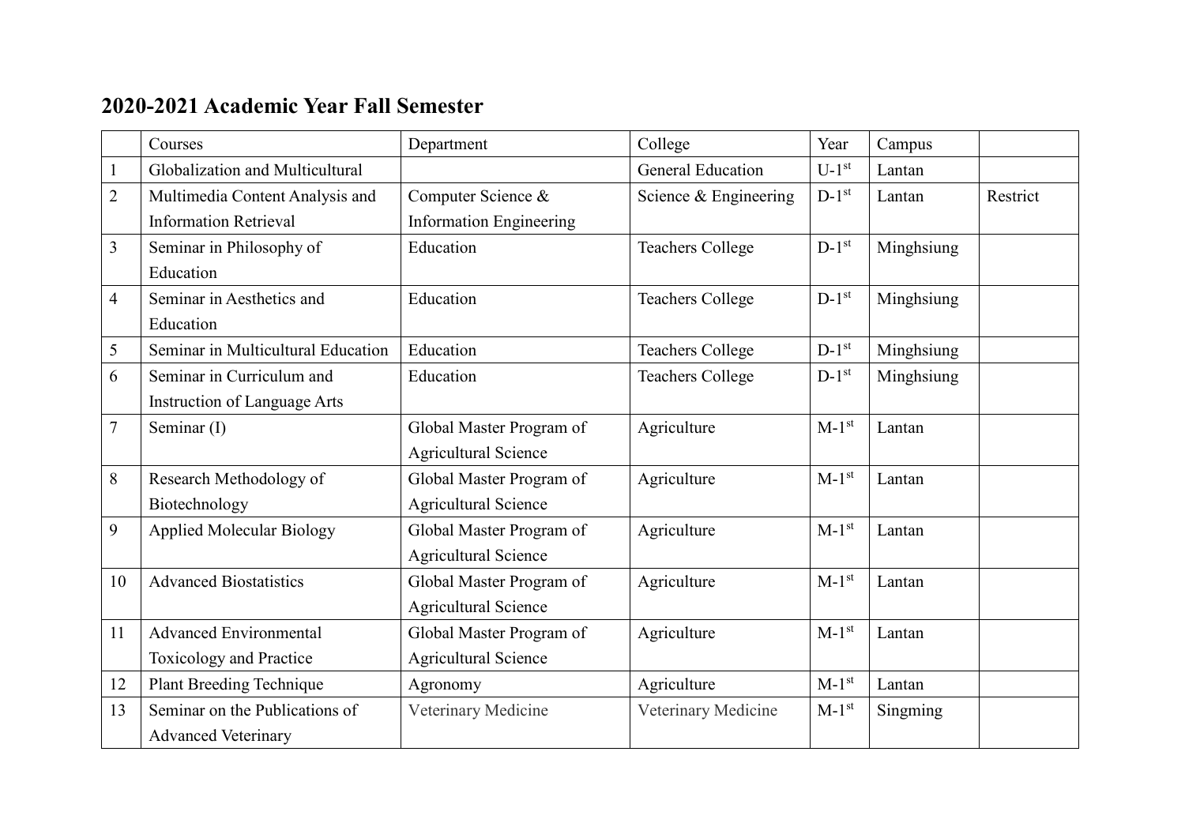## 2020-2021 Academic Year Fall Semester

| | Courses | Department | College | Year | Campus | |
|---|---|---|---|---|---|---|
| 1 | Globalization and Multicultural | | General Education | U-1st | Lantan | |
| 2 | Multimedia Content Analysis and Information Retrieval | Computer Science & Information Engineering | Science & Engineering | D-1st | Lantan | Restrict |
| 3 | Seminar in Philosophy of Education | Education | Teachers College | D-1st | Minghsiung | |
| 4 | Seminar in Aesthetics and Education | Education | Teachers College | D-1st | Minghsiung | |
| 5 | Seminar in Multicultural Education | Education | Teachers College | D-1st | Minghsiung | |
| 6 | Seminar in Curriculum and Instruction of Language Arts | Education | Teachers College | D-1st | Minghsiung | |
| 7 | Seminar (I) | Global Master Program of Agricultural Science | Agriculture | M-1st | Lantan | |
| 8 | Research Methodology of Biotechnology | Global Master Program of Agricultural Science | Agriculture | M-1st | Lantan | |
| 9 | Applied Molecular Biology | Global Master Program of Agricultural Science | Agriculture | M-1st | Lantan | |
| 10 | Advanced Biostatistics | Global Master Program of Agricultural Science | Agriculture | M-1st | Lantan | |
| 11 | Advanced Environmental Toxicology and Practice | Global Master Program of Agricultural Science | Agriculture | M-1st | Lantan | |
| 12 | Plant Breeding Technique | Agronomy | Agriculture | M-1st | Lantan | |
| 13 | Seminar on the Publications of Advanced Veterinary | Veterinary Medicine | Veterinary Medicine | M-1st | Singming | |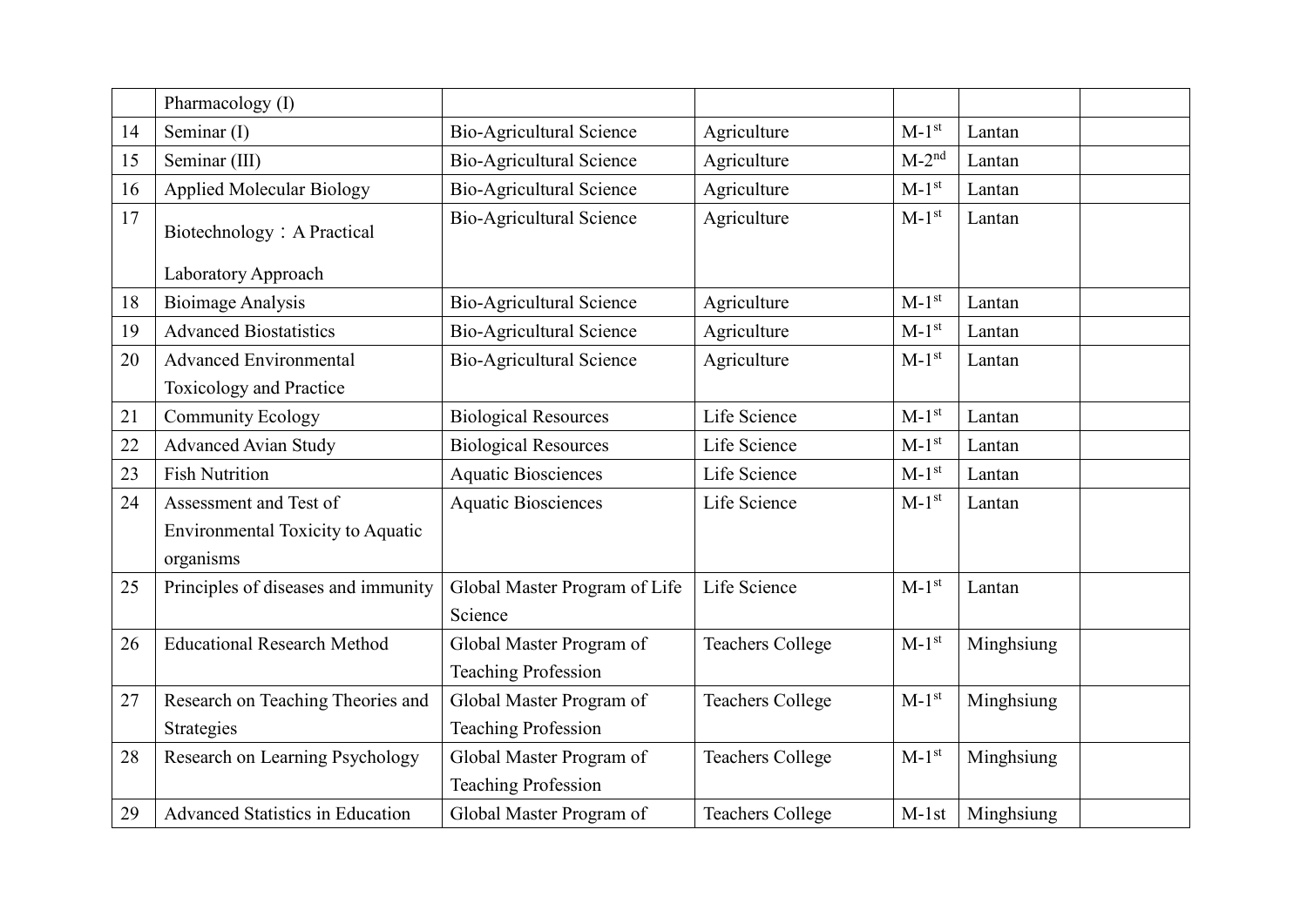| | | | | | | |
|---|---|---|---|---|---|---|
| | Pharmacology (I) | | | | | |
| 14 | Seminar (I) | Bio-Agricultural Science | Agriculture | M-1st | Lantan | |
| 15 | Seminar (III) | Bio-Agricultural Science | Agriculture | M-2nd | Lantan | |
| 16 | Applied Molecular Biology | Bio-Agricultural Science | Agriculture | M-1st | Lantan | |
| 17 | Biotechnology：A Practical Laboratory Approach | Bio-Agricultural Science | Agriculture | M-1st | Lantan | |
| 18 | Bioimage Analysis | Bio-Agricultural Science | Agriculture | M-1st | Lantan | |
| 19 | Advanced Biostatistics | Bio-Agricultural Science | Agriculture | M-1st | Lantan | |
| 20 | Advanced Environmental Toxicology and Practice | Bio-Agricultural Science | Agriculture | M-1st | Lantan | |
| 21 | Community Ecology | Biological Resources | Life Science | M-1st | Lantan | |
| 22 | Advanced Avian Study | Biological Resources | Life Science | M-1st | Lantan | |
| 23 | Fish Nutrition | Aquatic Biosciences | Life Science | M-1st | Lantan | |
| 24 | Assessment and Test of Environmental Toxicity to Aquatic organisms | Aquatic Biosciences | Life Science | M-1st | Lantan | |
| 25 | Principles of diseases and immunity | Global Master Program of Life Science | Life Science | M-1st | Lantan | |
| 26 | Educational Research Method | Global Master Program of Teaching Profession | Teachers College | M-1st | Minghsiung | |
| 27 | Research on Teaching Theories and Strategies | Global Master Program of Teaching Profession | Teachers College | M-1st | Minghsiung | |
| 28 | Research on Learning Psychology | Global Master Program of Teaching Profession | Teachers College | M-1st | Minghsiung | |
| 29 | Advanced Statistics in Education | Global Master Program of | Teachers College | M-1st | Minghsiung | |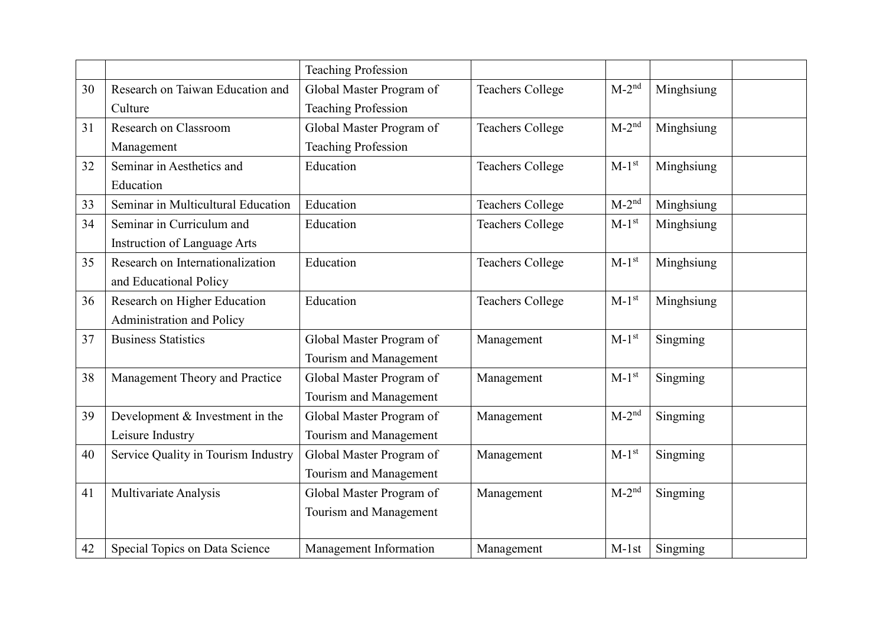| | | | | | | |
|---|---|---|---|---|---|---|
| | | Teaching Profession | | | | |
| 30 | Research on Taiwan Education and Culture | Global Master Program of Teaching Profession | Teachers College | M-2nd | Minghsiung | |
| 31 | Research on Classroom Management | Global Master Program of Teaching Profession | Teachers College | M-2nd | Minghsiung | |
| 32 | Seminar in Aesthetics and Education | Education | Teachers College | M-1st | Minghsiung | |
| 33 | Seminar in Multicultural Education | Education | Teachers College | M-2nd | Minghsiung | |
| 34 | Seminar in Curriculum and Instruction of Language Arts | Education | Teachers College | M-1st | Minghsiung | |
| 35 | Research on Internationalization and Educational Policy | Education | Teachers College | M-1st | Minghsiung | |
| 36 | Research on Higher Education Administration and Policy | Education | Teachers College | M-1st | Minghsiung | |
| 37 | Business Statistics | Global Master Program of Tourism and Management | Management | M-1st | Singming | |
| 38 | Management Theory and Practice | Global Master Program of Tourism and Management | Management | M-1st | Singming | |
| 39 | Development & Investment in the Leisure Industry | Global Master Program of Tourism and Management | Management | M-2nd | Singming | |
| 40 | Service Quality in Tourism Industry | Global Master Program of Tourism and Management | Management | M-1st | Singming | |
| 41 | Multivariate Analysis | Global Master Program of Tourism and Management | Management | M-2nd | Singming | |
| 42 | Special Topics on Data Science | Management Information | Management | M-1st | Singming | |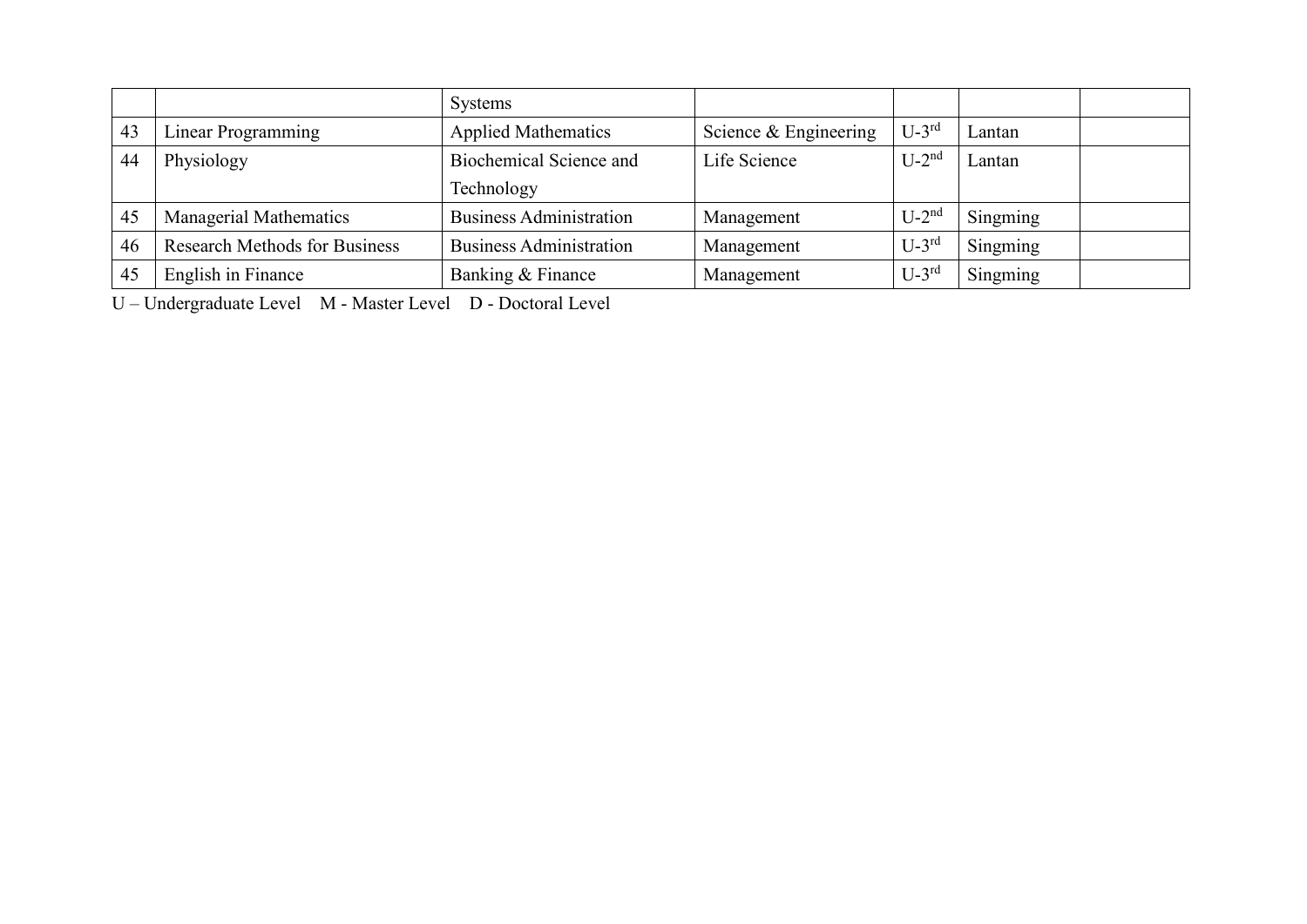| | | Systems | | | | |
|---|---|---|---|---|---|---|
| 43 | Linear Programming | Applied Mathematics | Science & Engineering | U-3rd | Lantan | |
| 44 | Physiology | Biochemical Science and Technology | Life Science | U-2nd | Lantan | |
| 45 | Managerial Mathematics | Business Administration | Management | U-2nd | Singming | |
| 46 | Research Methods for Business | Business Administration | Management | U-3rd | Singming | |
| 45 | English in Finance | Banking & Finance | Management | U-3rd | Singming | |

U – Undergraduate Level M - Master Level D - Doctoral Level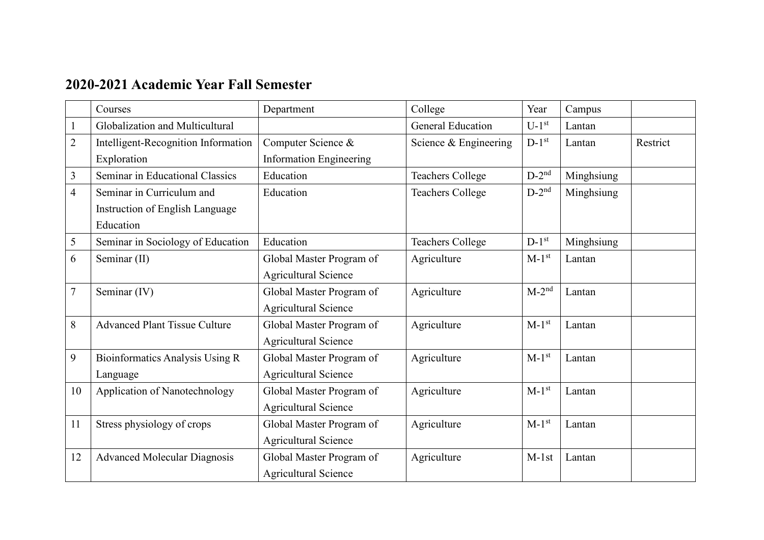## 2020-2021 Academic Year Fall Semester

| | Courses | Department | College | Year | Campus | |
|---|---|---|---|---|---|---|
| 1 | Globalization and Multicultural | | General Education | U-1st | Lantan | |
| 2 | Intelligent-Recognition Information Exploration | Computer Science & Information Engineering | Science & Engineering | D-1st | Lantan | Restrict |
| 3 | Seminar in Educational Classics | Education | Teachers College | D-2nd | Minghsiung | |
| 4 | Seminar in Curriculum and Instruction of English Language Education | Education | Teachers College | D-2nd | Minghsiung | |
| 5 | Seminar in Sociology of Education | Education | Teachers College | D-1st | Minghsiung | |
| 6 | Seminar (II) | Global Master Program of Agricultural Science | Agriculture | M-1st | Lantan | |
| 7 | Seminar (IV) | Global Master Program of Agricultural Science | Agriculture | M-2nd | Lantan | |
| 8 | Advanced Plant Tissue Culture | Global Master Program of Agricultural Science | Agriculture | M-1st | Lantan | |
| 9 | Bioinformatics Analysis Using R Language | Global Master Program of Agricultural Science | Agriculture | M-1st | Lantan | |
| 10 | Application of Nanotechnology | Global Master Program of Agricultural Science | Agriculture | M-1st | Lantan | |
| 11 | Stress physiology of crops | Global Master Program of Agricultural Science | Agriculture | M-1st | Lantan | |
| 12 | Advanced Molecular Diagnosis | Global Master Program of Agricultural Science | Agriculture | M-1st | Lantan | |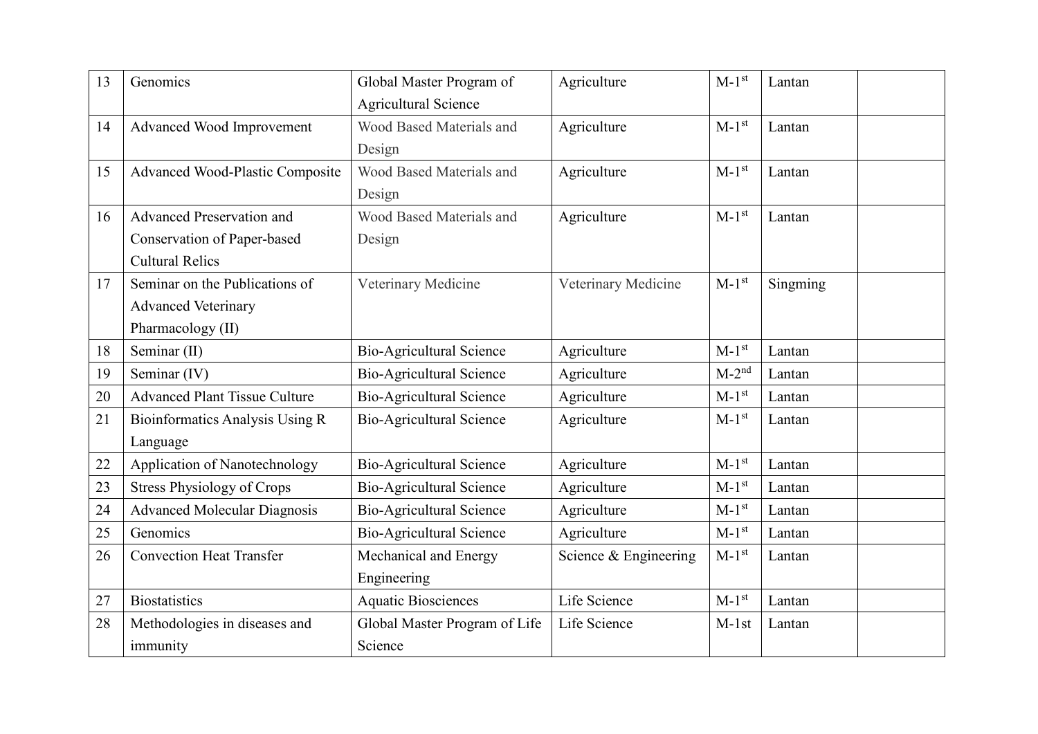| 13 | Genomics | Global Master Program of Agricultural Science | Agriculture | M-1st | Lantan | |
|---|---|---|---|---|---|---|
| 14 | Advanced Wood Improvement | Wood Based Materials and Design | Agriculture | M-1st | Lantan | |
| 15 | Advanced Wood-Plastic Composite | Wood Based Materials and Design | Agriculture | M-1st | Lantan | |
| 16 | Advanced Preservation and Conservation of Paper-based Cultural Relics | Wood Based Materials and Design | Agriculture | M-1st | Lantan | |
| 17 | Seminar on the Publications of Advanced Veterinary Pharmacology (II) | Veterinary Medicine | Veterinary Medicine | M-1st | Singming | |
| 18 | Seminar (II) | Bio-Agricultural Science | Agriculture | M-1st | Lantan | |
| 19 | Seminar (IV) | Bio-Agricultural Science | Agriculture | M-2nd | Lantan | |
| 20 | Advanced Plant Tissue Culture | Bio-Agricultural Science | Agriculture | M-1st | Lantan | |
| 21 | Bioinformatics Analysis Using R Language | Bio-Agricultural Science | Agriculture | M-1st | Lantan | |
| 22 | Application of Nanotechnology | Bio-Agricultural Science | Agriculture | M-1st | Lantan | |
| 23 | Stress Physiology of Crops | Bio-Agricultural Science | Agriculture | M-1st | Lantan | |
| 24 | Advanced Molecular Diagnosis | Bio-Agricultural Science | Agriculture | M-1st | Lantan | |
| 25 | Genomics | Bio-Agricultural Science | Agriculture | M-1st | Lantan | |
| 26 | Convection Heat Transfer | Mechanical and Energy Engineering | Science & Engineering | M-1st | Lantan | |
| 27 | Biostatistics | Aquatic Biosciences | Life Science | M-1st | Lantan | |
| 28 | Methodologies in diseases and immunity | Global Master Program of Life Science | Life Science | M-1st | Lantan | |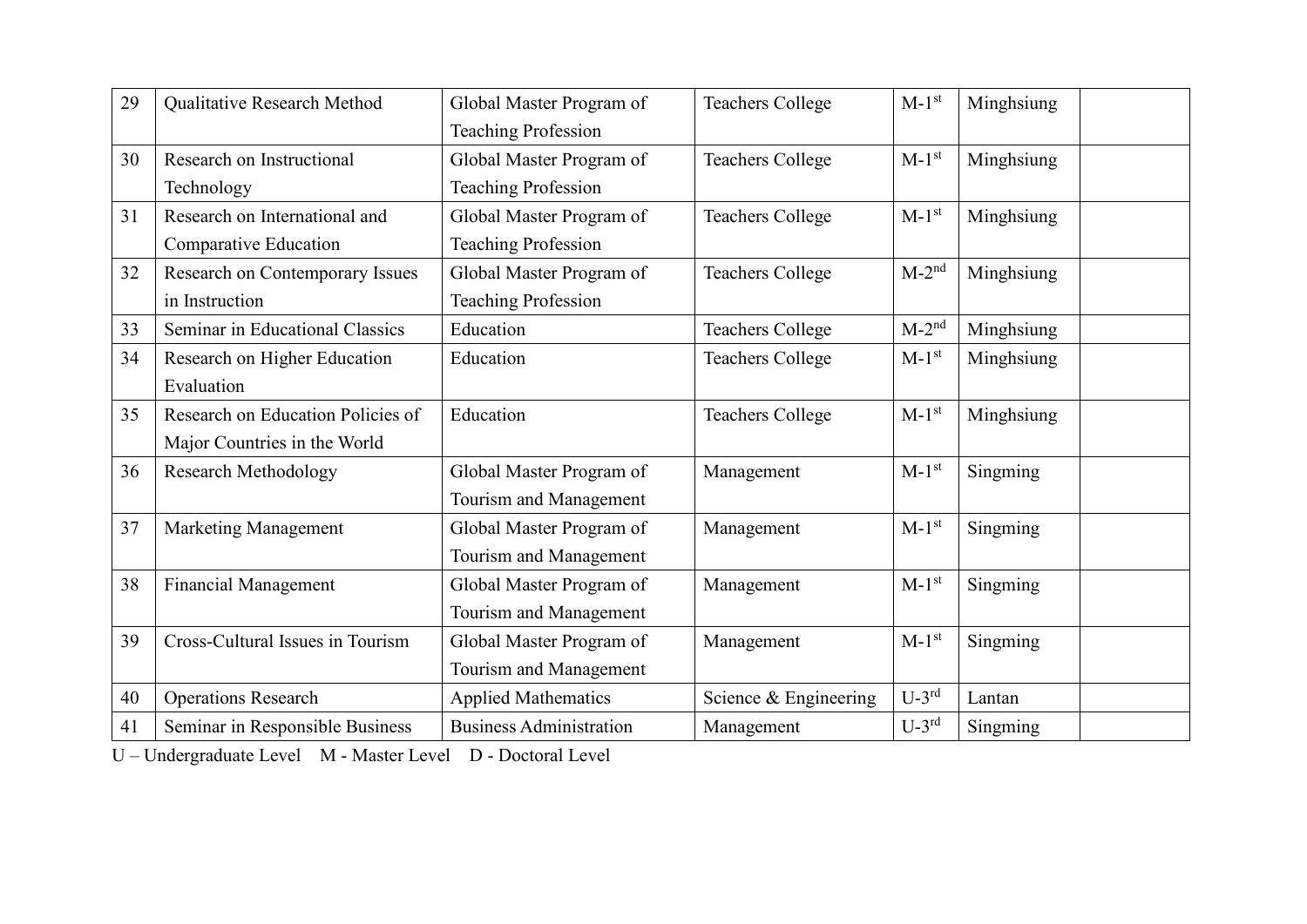| | | | | | | |
|---|---|---|---|---|---|---|
| 29 | Qualitative Research Method | Global Master Program of Teaching Profession | Teachers College | M-1st | Minghsiung | |
| 30 | Research on Instructional Technology | Global Master Program of Teaching Profession | Teachers College | M-1st | Minghsiung | |
| 31 | Research on International and Comparative Education | Global Master Program of Teaching Profession | Teachers College | M-1st | Minghsiung | |
| 32 | Research on Contemporary Issues in Instruction | Global Master Program of Teaching Profession | Teachers College | M-2nd | Minghsiung | |
| 33 | Seminar in Educational Classics | Education | Teachers College | M-2nd | Minghsiung | |
| 34 | Research on Higher Education Evaluation | Education | Teachers College | M-1st | Minghsiung | |
| 35 | Research on Education Policies of Major Countries in the World | Education | Teachers College | M-1st | Minghsiung | |
| 36 | Research Methodology | Global Master Program of Tourism and Management | Management | M-1st | Singming | |
| 37 | Marketing Management | Global Master Program of Tourism and Management | Management | M-1st | Singming | |
| 38 | Financial Management | Global Master Program of Tourism and Management | Management | M-1st | Singming | |
| 39 | Cross-Cultural Issues in Tourism | Global Master Program of Tourism and Management | Management | M-1st | Singming | |
| 40 | Operations Research | Applied Mathematics | Science & Engineering | U-3rd | Lantan | |
| 41 | Seminar in Responsible Business | Business Administration | Management | U-3rd | Singming | |

U – Undergraduate Level M - Master Level D - Doctoral Level